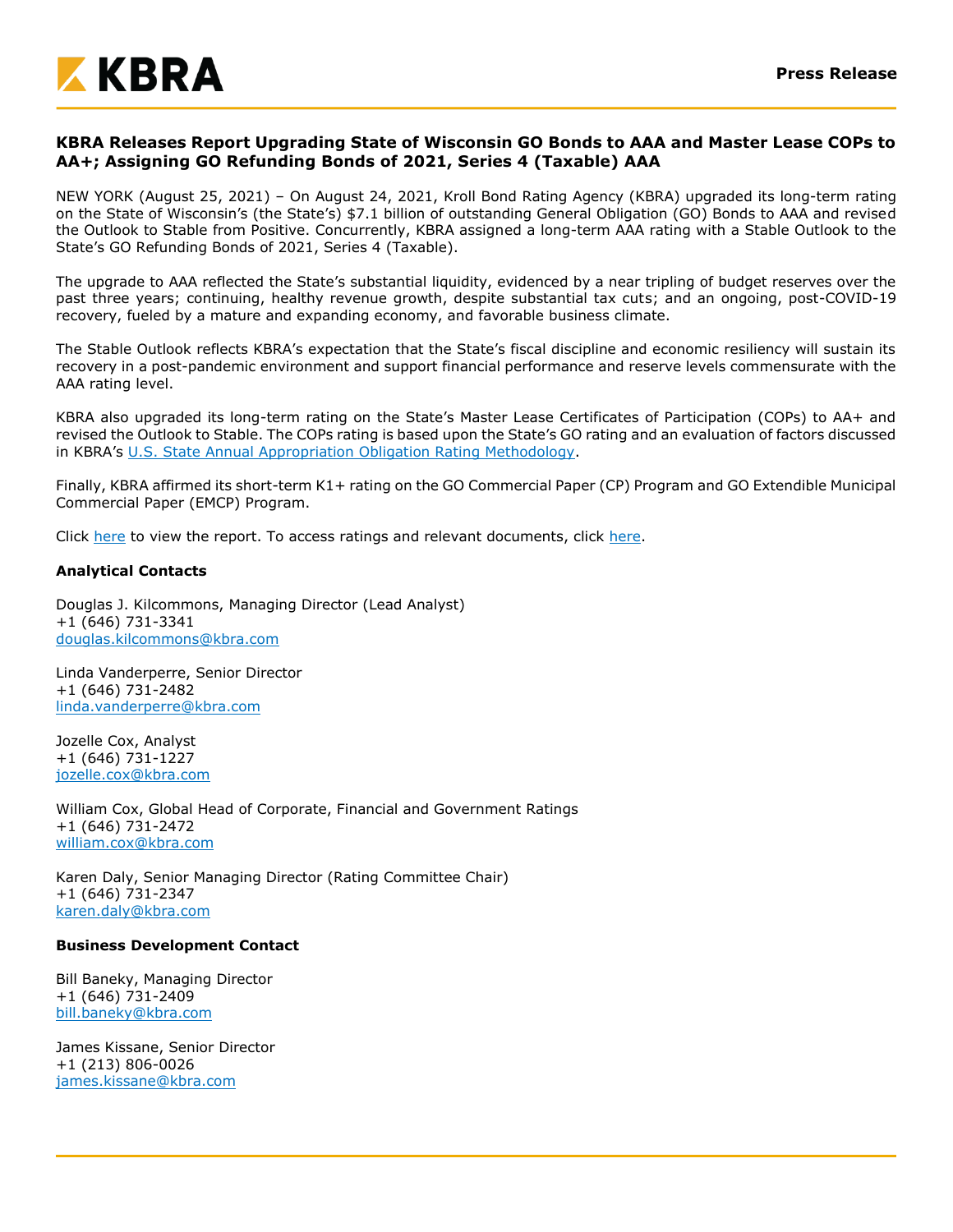**Press Release**

# KBRA Releases Report Upgrading State of Wisconsin GO Bonds to AAA and Master Lease COPs to AA+; Assigning GO Refunding Bonds of 2021, Series 4 (Taxable) AAA

NEW YORK (August 25, 2021) – On August 24, 2021, Kroll Bond Rating Agency (KBRA) upgraded its long-term rating on the State of Wisconsin's (the State's) $7.1 billion of outstanding General Obligation (GO) Bonds to AAA and revised the Outlook to Stable from Positive. Concurrently, KBRA assigned a long-term AAA rating with a Stable Outlook to the State's GO Refunding Bonds of 2021, Series 4 (Taxable).

The upgrade to AAA reflected the State's substantial liquidity, evidenced by a near tripling of budget reserves over the past three years; continuing, healthy revenue growth, despite substantial tax cuts; and an ongoing, post-COVID-19 recovery, fueled by a mature and expanding economy, and favorable business climate.

The Stable Outlook reflects KBRA's expectation that the State's fiscal discipline and economic resiliency will sustain its recovery in a post-pandemic environment and support financial performance and reserve levels commensurate with the AAA rating level.

KBRA also upgraded its long-term rating on the State's Master Lease Certificates of Participation (COPs) to AA+ and revised the Outlook to Stable. The COPs rating is based upon the State's GO rating and an evaluation of factors discussed in KBRA's U.S. State Annual Appropriation Obligation Rating Methodology.

Finally, KBRA affirmed its short-term K1+ rating on the GO Commercial Paper (CP) Program and GO Extendible Municipal Commercial Paper (EMCP) Program.

Click here to view the report. To access ratings and relevant documents, click here.

**Analytical Contacts**

Douglas J. Kilcommons, Managing Director (Lead Analyst)
+1 (646) 731-3341
douglas.kilcommons@kbra.com

Linda Vanderperre, Senior Director
+1 (646) 731-2482
linda.vanderperre@kbra.com

Jozelle Cox, Analyst
+1 (646) 731-1227
jozelle.cox@kbra.com

William Cox, Global Head of Corporate, Financial and Government Ratings
+1 (646) 731-2472
william.cox@kbra.com

Karen Daly, Senior Managing Director (Rating Committee Chair)
+1 (646) 731-2347
karen.daly@kbra.com

**Business Development Contact**

Bill Baneky, Managing Director
+1 (646) 731-2409
bill.baneky@kbra.com

James Kissane, Senior Director
+1 (213) 806-0026
james.kissane@kbra.com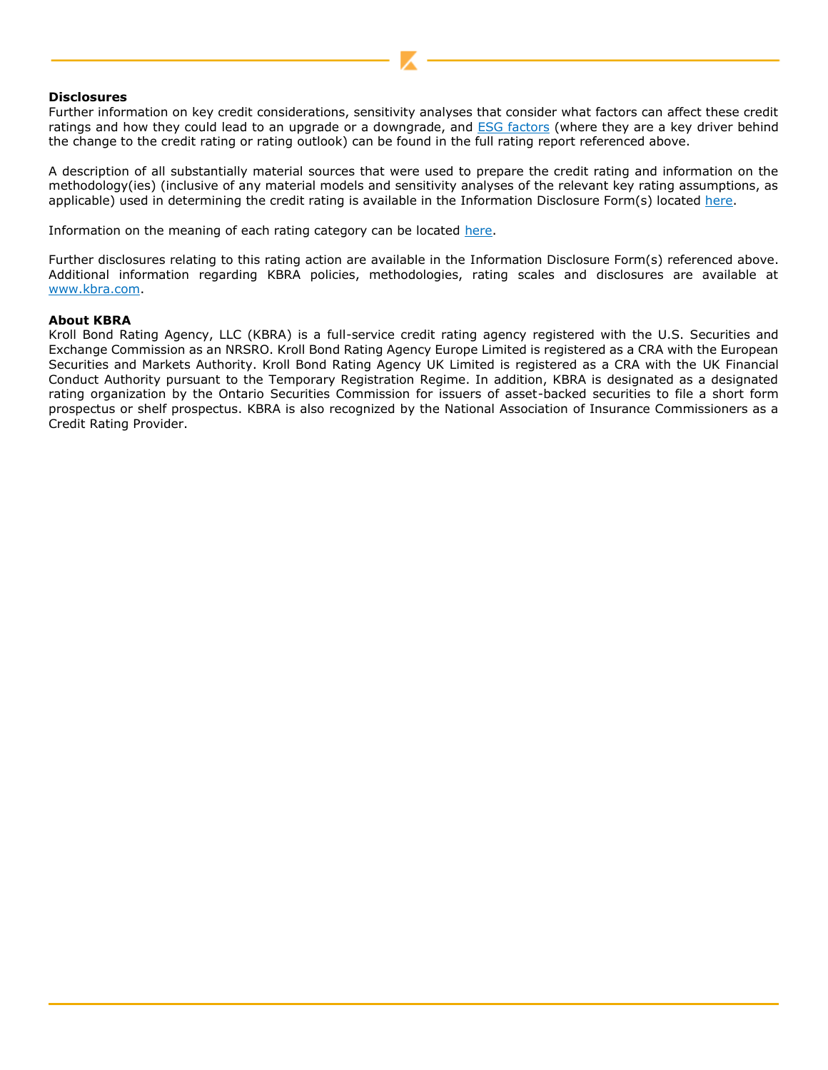## Disclosures

Further information on key credit considerations, sensitivity analyses that consider what factors can affect these credit ratings and how they could lead to an upgrade or a downgrade, and ESG factors (where they are a key driver behind the change to the credit rating or rating outlook) can be found in the full rating report referenced above.

A description of all substantially material sources that were used to prepare the credit rating and information on the methodology(ies) (inclusive of any material models and sensitivity analyses of the relevant key rating assumptions, as applicable) used in determining the credit rating is available in the Information Disclosure Form(s) located here.

Information on the meaning of each rating category can be located here.

Further disclosures relating to this rating action are available in the Information Disclosure Form(s) referenced above. Additional information regarding KBRA policies, methodologies, rating scales and disclosures are available at www.kbra.com.

## About KBRA

Kroll Bond Rating Agency, LLC (KBRA) is a full-service credit rating agency registered with the U.S. Securities and Exchange Commission as an NRSRO. Kroll Bond Rating Agency Europe Limited is registered as a CRA with the European Securities and Markets Authority. Kroll Bond Rating Agency UK Limited is registered as a CRA with the UK Financial Conduct Authority pursuant to the Temporary Registration Regime. In addition, KBRA is designated as a designated rating organization by the Ontario Securities Commission for issuers of asset-backed securities to file a short form prospectus or shelf prospectus. KBRA is also recognized by the National Association of Insurance Commissioners as a Credit Rating Provider.